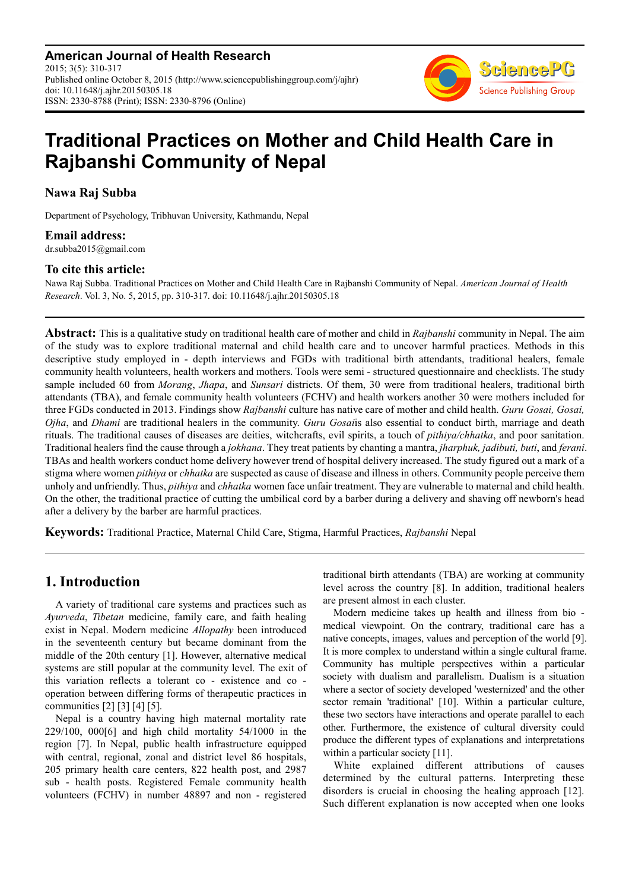**American Journal of Health Research**
2015; 3(5): 310-317
Published online October 8, 2015 (http://www.sciencepublishinggroup.com/j/ajhr)
doi: 10.11648/j.ajhr.20150305.18
ISSN: 2330-8788 (Print); ISSN: 2330-8796 (Online)

# Traditional Practices on Mother and Child Health Care in Rajbanshi Community of Nepal

**Nawa Raj Subba**

Department of Psychology, Tribhuvan University, Kathmandu, Nepal

**Email address:**
dr.subba2015@gmail.com

**To cite this article:**
Nawa Raj Subba. Traditional Practices on Mother and Child Health Care in Rajbanshi Community of Nepal. *American Journal of Health Research*. Vol. 3, No. 5, 2015, pp. 310-317. doi: 10.11648/j.ajhr.20150305.18

**Abstract:** This is a qualitative study on traditional health care of mother and child in *Rajbanshi* community in Nepal. The aim of the study was to explore traditional maternal and child health care and to uncover harmful practices. Methods in this descriptive study employed in - depth interviews and FGDs with traditional birth attendants, traditional healers, female community health volunteers, health workers and mothers. Tools were semi - structured questionnaire and checklists. The study sample included 60 from *Morang*, *Jhapa*, and *Sunsari* districts. Of them, 30 were from traditional healers, traditional birth attendants (TBA), and female community health volunteers (FCHV) and health workers another 30 were mothers included for three FGDs conducted in 2013. Findings show *Rajbanshi* culture has native care of mother and child health. *Guru Gosai, Gosai, Ojha*, and *Dhami* are traditional healers in the community. *Guru Gosai*is also essential to conduct birth, marriage and death rituals. The traditional causes of diseases are deities, witchcrafts, evil spirits, a touch of *pithiya/chhatka*, and poor sanitation. Traditional healers find the cause through a *jokhana*. They treat patients by chanting a mantra, *jharphuk, jadibuti, buti*, and *ferani*. TBAs and health workers conduct home delivery however trend of hospital delivery increased. The study figured out a mark of a stigma where women *pithiya* or *chhatka* are suspected as cause of disease and illness in others. Community people perceive them unholy and unfriendly. Thus, *pithiya* and *chhatka* women face unfair treatment. They are vulnerable to maternal and child health. On the other, the traditional practice of cutting the umbilical cord by a barber during a delivery and shaving off newborn's head after a delivery by the barber are harmful practices.

**Keywords:** Traditional Practice, Maternal Child Care, Stigma, Harmful Practices, *Rajbanshi* Nepal

## 1. Introduction

A variety of traditional care systems and practices such as *Ayurveda*, *Tibetan* medicine, family care, and faith healing exist in Nepal. Modern medicine *Allopathy* been introduced in the seventeenth century but became dominant from the middle of the 20th century [1]. However, alternative medical systems are still popular at the community level. The exit of this variation reflects a tolerant co - existence and co - operation between differing forms of therapeutic practices in communities [2] [3] [4] [5].

Nepal is a country having high maternal mortality rate 229/100, 000[6] and high child mortality 54/1000 in the region [7]. In Nepal, public health infrastructure equipped with central, regional, zonal and district level 86 hospitals, 205 primary health care centers, 822 health post, and 2987 sub - health posts. Registered Female community health volunteers (FCHV) in number 48897 and non - registered traditional birth attendants (TBA) are working at community level across the country [8]. In addition, traditional healers are present almost in each cluster.

Modern medicine takes up health and illness from bio - medical viewpoint. On the contrary, traditional care has a native concepts, images, values and perception of the world [9]. It is more complex to understand within a single cultural frame. Community has multiple perspectives within a particular society with dualism and parallelism. Dualism is a situation where a sector of society developed 'westernized' and the other sector remain 'traditional' [10]. Within a particular culture, these two sectors have interactions and operate parallel to each other. Furthermore, the existence of cultural diversity could produce the different types of explanations and interpretations within a particular society [11].

White explained different attributions of causes determined by the cultural patterns. Interpreting these disorders is crucial in choosing the healing approach [12]. Such different explanation is now accepted when one looks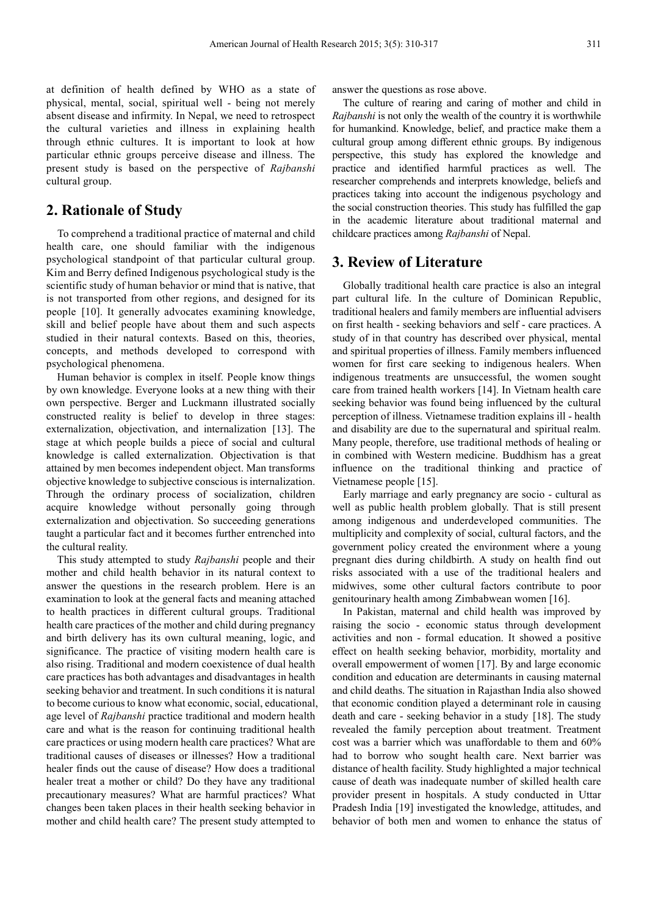at definition of health defined by WHO as a state of physical, mental, social, spiritual well - being not merely absent disease and infirmity. In Nepal, we need to retrospect the cultural varieties and illness in explaining health through ethnic cultures. It is important to look at how particular ethnic groups perceive disease and illness. The present study is based on the perspective of *Rajbanshi* cultural group.

## 2. Rationale of Study

To comprehend a traditional practice of maternal and child health care, one should familiar with the indigenous psychological standpoint of that particular cultural group. Kim and Berry defined Indigenous psychological study is the scientific study of human behavior or mind that is native, that is not transported from other regions, and designed for its people [10]. It generally advocates examining knowledge, skill and belief people have about them and such aspects studied in their natural contexts. Based on this, theories, concepts, and methods developed to correspond with psychological phenomena.

Human behavior is complex in itself. People know things by own knowledge. Everyone looks at a new thing with their own perspective. Berger and Luckmann illustrated socially constructed reality is belief to develop in three stages: externalization, objectivation, and internalization [13]. The stage at which people builds a piece of social and cultural knowledge is called externalization. Objectivation is that attained by men becomes independent object. Man transforms objective knowledge to subjective conscious is internalization. Through the ordinary process of socialization, children acquire knowledge without personally going through externalization and objectivation. So succeeding generations taught a particular fact and it becomes further entrenched into the cultural reality.

This study attempted to study *Rajbanshi* people and their mother and child health behavior in its natural context to answer the questions in the research problem. Here is an examination to look at the general facts and meaning attached to health practices in different cultural groups. Traditional health care practices of the mother and child during pregnancy and birth delivery has its own cultural meaning, logic, and significance. The practice of visiting modern health care is also rising. Traditional and modern coexistence of dual health care practices has both advantages and disadvantages in health seeking behavior and treatment. In such conditions it is natural to become curious to know what economic, social, educational, age level of *Rajbanshi* practice traditional and modern health care and what is the reason for continuing traditional health care practices or using modern health care practices? What are traditional causes of diseases or illnesses? How a traditional healer finds out the cause of disease? How does a traditional healer treat a mother or child? Do they have any traditional precautionary measures? What are harmful practices? What changes been taken places in their health seeking behavior in mother and child health care? The present study attempted to answer the questions as rose above.

The culture of rearing and caring of mother and child in *Rajbanshi* is not only the wealth of the country it is worthwhile for humankind. Knowledge, belief, and practice make them a cultural group among different ethnic groups. By indigenous perspective, this study has explored the knowledge and practice and identified harmful practices as well. The researcher comprehends and interprets knowledge, beliefs and practices taking into account the indigenous psychology and the social construction theories. This study has fulfilled the gap in the academic literature about traditional maternal and childcare practices among *Rajbanshi* of Nepal.

## 3. Review of Literature

Globally traditional health care practice is also an integral part cultural life. In the culture of Dominican Republic, traditional healers and family members are influential advisers on first health - seeking behaviors and self - care practices. A study of in that country has described over physical, mental and spiritual properties of illness. Family members influenced women for first care seeking to indigenous healers. When indigenous treatments are unsuccessful, the women sought care from trained health workers [14]. In Vietnam health care seeking behavior was found being influenced by the cultural perception of illness. Vietnamese tradition explains ill - health and disability are due to the supernatural and spiritual realm. Many people, therefore, use traditional methods of healing or in combined with Western medicine. Buddhism has a great influence on the traditional thinking and practice of Vietnamese people [15].

Early marriage and early pregnancy are socio - cultural as well as public health problem globally. That is still present among indigenous and underdeveloped communities. The multiplicity and complexity of social, cultural factors, and the government policy created the environment where a young pregnant dies during childbirth. A study on health find out risks associated with a use of the traditional healers and midwives, some other cultural factors contribute to poor genitourinary health among Zimbabwean women [16].

In Pakistan, maternal and child health was improved by raising the socio - economic status through development activities and non - formal education. It showed a positive effect on health seeking behavior, morbidity, mortality and overall empowerment of women [17]. By and large economic condition and education are determinants in causing maternal and child deaths. The situation in Rajasthan India also showed that economic condition played a determinant role in causing death and care - seeking behavior in a study [18]. The study revealed the family perception about treatment. Treatment cost was a barrier which was unaffordable to them and 60% had to borrow who sought health care. Next barrier was distance of health facility. Study highlighted a major technical cause of death was inadequate number of skilled health care provider present in hospitals. A study conducted in Uttar Pradesh India [19] investigated the knowledge, attitudes, and behavior of both men and women to enhance the status of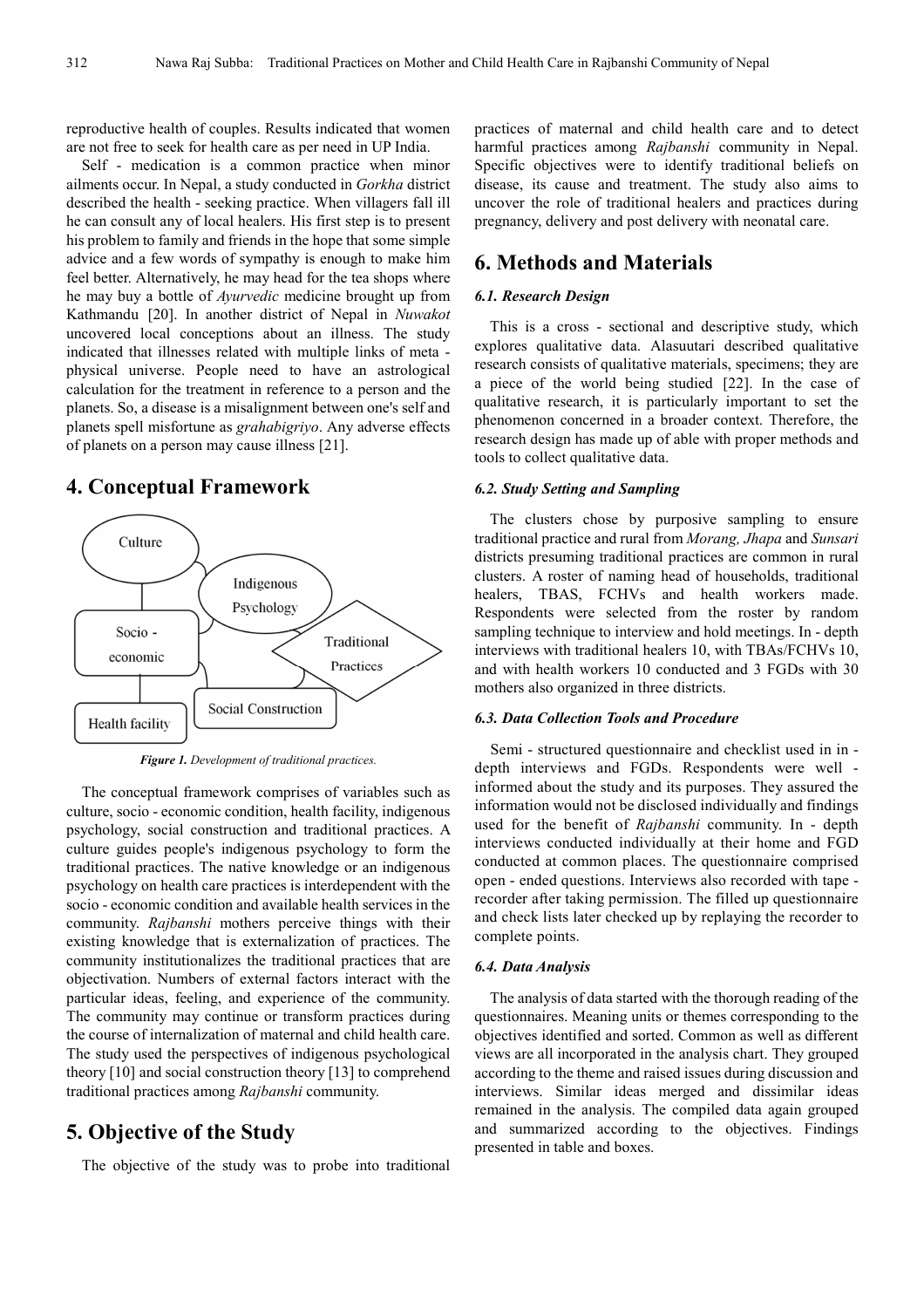reproductive health of couples. Results indicated that women are not free to seek for health care as per need in UP India.

Self - medication is a common practice when minor ailments occur. In Nepal, a study conducted in *Gorkha* district described the health - seeking practice. When villagers fall ill he can consult any of local healers. His first step is to present his problem to family and friends in the hope that some simple advice and a few words of sympathy is enough to make him feel better. Alternatively, he may head for the tea shops where he may buy a bottle of *Ayurvedic* medicine brought up from Kathmandu [20]. In another district of Nepal in *Nuwakot* uncovered local conceptions about an illness. The study indicated that illnesses related with multiple links of meta - physical universe. People need to have an astrological calculation for the treatment in reference to a person and the planets. So, a disease is a misalignment between one's self and planets spell misfortune as *grahabigriyo*. Any adverse effects of planets on a person may cause illness [21].

## 4. Conceptual Framework

*Figure 1. Development of traditional practices.*

The conceptual framework comprises of variables such as culture, socio - economic condition, health facility, indigenous psychology, social construction and traditional practices. A culture guides people's indigenous psychology to form the traditional practices. The native knowledge or an indigenous psychology on health care practices is interdependent with the socio - economic condition and available health services in the community. *Rajbanshi* mothers perceive things with their existing knowledge that is externalization of practices. The community institutionalizes the traditional practices that are objectivation. Numbers of external factors interact with the particular ideas, feeling, and experience of the community. The community may continue or transform practices during the course of internalization of maternal and child health care. The study used the perspectives of indigenous psychological theory [10] and social construction theory [13] to comprehend traditional practices among *Rajbanshi* community.

## 5. Objective of the Study

The objective of the study was to probe into traditional practices of maternal and child health care and to detect harmful practices among *Rajbanshi* community in Nepal. Specific objectives were to identify traditional beliefs on disease, its cause and treatment. The study also aims to uncover the role of traditional healers and practices during pregnancy, delivery and post delivery with neonatal care.

## 6. Methods and Materials

### 6.1. Research Design

This is a cross - sectional and descriptive study, which explores qualitative data. Alasuutari described qualitative research consists of qualitative materials, specimens; they are a piece of the world being studied [22]. In the case of qualitative research, it is particularly important to set the phenomenon concerned in a broader context. Therefore, the research design has made up of able with proper methods and tools to collect qualitative data.

### 6.2. Study Setting and Sampling

The clusters chose by purposive sampling to ensure traditional practice and rural from *Morang, Jhapa* and *Sunsari* districts presuming traditional practices are common in rural clusters. A roster of naming head of households, traditional healers, TBAS, FCHVs and health workers made. Respondents were selected from the roster by random sampling technique to interview and hold meetings. In - depth interviews with traditional healers 10, with TBAs/FCHVs 10, and with health workers 10 conducted and 3 FGDs with 30 mothers also organized in three districts.

### 6.3. Data Collection Tools and Procedure

Semi - structured questionnaire and checklist used in in - depth interviews and FGDs. Respondents were well - informed about the study and its purposes. They assured the information would not be disclosed individually and findings used for the benefit of *Rajbanshi* community. In - depth interviews conducted individually at their home and FGD conducted at common places. The questionnaire comprised open - ended questions. Interviews also recorded with tape - recorder after taking permission. The filled up questionnaire and check lists later checked up by replaying the recorder to complete points.

### 6.4. Data Analysis

The analysis of data started with the thorough reading of the questionnaires. Meaning units or themes corresponding to the objectives identified and sorted. Common as well as different views are all incorporated in the analysis chart. They grouped according to the theme and raised issues during discussion and interviews. Similar ideas merged and dissimilar ideas remained in the analysis. The compiled data again grouped and summarized according to the objectives. Findings presented in table and boxes.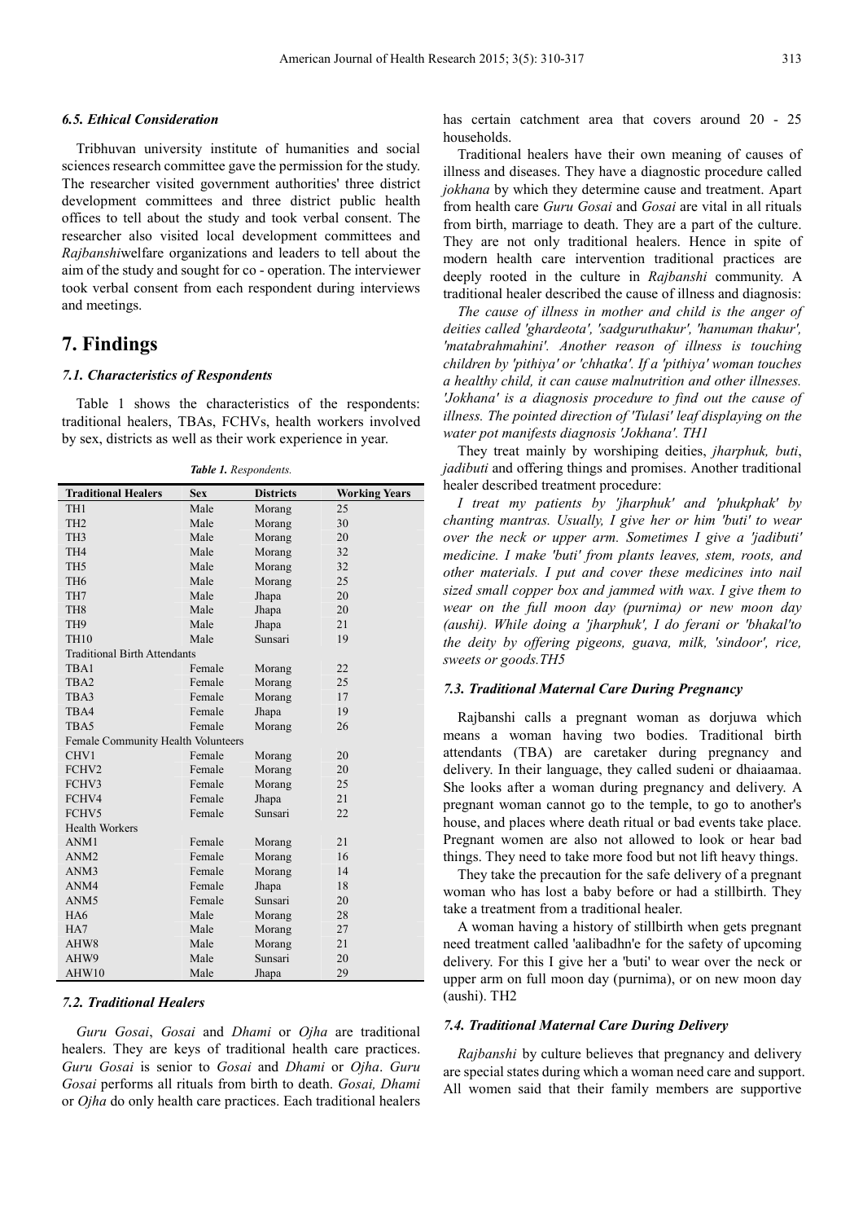### 6.5. Ethical Consideration

Tribhuvan university institute of humanities and social sciences research committee gave the permission for the study. The researcher visited government authorities' three district development committees and three district public health offices to tell about the study and took verbal consent. The researcher also visited local development committees and *Rajbanshi*welfare organizations and leaders to tell about the aim of the study and sought for co - operation. The interviewer took verbal consent from each respondent during interviews and meetings.

## 7. Findings

### 7.1. Characteristics of Respondents

Table 1 shows the characteristics of the respondents: traditional healers, TBAs, FCHVs, health workers involved by sex, districts as well as their work experience in year.

*Table 1. Respondents.*

| Traditional Healers | Sex | Districts | Working Years |
|---|---|---|---|
| TH1 | Male | Morang | 25 |
| TH2 | Male | Morang | 30 |
| TH3 | Male | Morang | 20 |
| TH4 | Male | Morang | 32 |
| TH5 | Male | Morang | 32 |
| TH6 | Male | Morang | 25 |
| TH7 | Male | Jhapa | 20 |
| TH8 | Male | Jhapa | 20 |
| TH9 | Male | Jhapa | 21 |
| TH10 | Male | Sunsari | 19 |
| Traditional Birth Attendants | | | |
| TBA1 | Female | Morang | 22 |
| TBA2 | Female | Morang | 25 |
| TBA3 | Female | Morang | 17 |
| TBA4 | Female | Jhapa | 19 |
| TBA5 | Female | Morang | 26 |
| Female Community Health Volunteers | | | |
| CHV1 | Female | Morang | 20 |
| FCHV2 | Female | Morang | 20 |
| FCHV3 | Female | Morang | 25 |
| FCHV4 | Female | Jhapa | 21 |
| FCHV5 | Female | Sunsari | 22 |
| Health Workers | | | |
| ANM1 | Female | Morang | 21 |
| ANM2 | Female | Morang | 16 |
| ANM3 | Female | Morang | 14 |
| ANM4 | Female | Jhapa | 18 |
| ANM5 | Female | Sunsari | 20 |
| HA6 | Male | Morang | 28 |
| HA7 | Male | Morang | 27 |
| AHW8 | Male | Morang | 21 |
| AHW9 | Male | Sunsari | 20 |
| AHW10 | Male | Jhapa | 29 |

### 7.2. Traditional Healers

*Guru Gosai*, *Gosai* and *Dhami* or *Ojha* are traditional healers. They are keys of traditional health care practices. *Guru Gosai* is senior to *Gosai* and *Dhami* or *Ojha*. *Guru Gosai* performs all rituals from birth to death. *Gosai, Dhami* or *Ojha* do only health care practices. Each traditional healers has certain catchment area that covers around 20 - 25 households.

Traditional healers have their own meaning of causes of illness and diseases. They have a diagnostic procedure called *jokhana* by which they determine cause and treatment. Apart from health care *Guru Gosai* and *Gosai* are vital in all rituals from birth, marriage to death. They are a part of the culture. They are not only traditional healers. Hence in spite of modern health care intervention traditional practices are deeply rooted in the culture in *Rajbanshi* community. A traditional healer described the cause of illness and diagnosis:

*The cause of illness in mother and child is the anger of deities called 'ghardeota', 'sadguruthakur', 'hanuman thakur', 'matabrahmahini'. Another reason of illness is touching children by 'pithiya' or 'chhatka'. If a 'pithiya' woman touches a healthy child, it can cause malnutrition and other illnesses. 'Jokhana' is a diagnosis procedure to find out the cause of illness. The pointed direction of 'Tulasi' leaf displaying on the water pot manifests diagnosis 'Jokhana'. TH1*

They treat mainly by worshiping deities, *jharphuk, buti*, *jadibuti* and offering things and promises. Another traditional healer described treatment procedure:

*I treat my patients by 'jharphuk' and 'phukphak' by chanting mantras. Usually, I give her or him 'buti' to wear over the neck or upper arm. Sometimes I give a 'jadibuti' medicine. I make 'buti' from plants leaves, stem, roots, and other materials. I put and cover these medicines into nail sized small copper box and jammed with wax. I give them to wear on the full moon day (purnima) or new moon day (aushi). While doing a 'jharphuk', I do ferani or 'bhakal'to the deity by offering pigeons, guava, milk, 'sindoor', rice, sweets or goods.TH5*

### 7.3. Traditional Maternal Care During Pregnancy

Rajbanshi calls a pregnant woman as dorjuwa which means a woman having two bodies. Traditional birth attendants (TBA) are caretaker during pregnancy and delivery. In their language, they called sudeni or dhaiaamaa. She looks after a woman during pregnancy and delivery. A pregnant woman cannot go to the temple, to go to another's house, and places where death ritual or bad events take place. Pregnant women are also not allowed to look or hear bad things. They need to take more food but not lift heavy things.

They take the precaution for the safe delivery of a pregnant woman who has lost a baby before or had a stillbirth. They take a treatment from a traditional healer.

A woman having a history of stillbirth when gets pregnant need treatment called 'aalibadhn'e for the safety of upcoming delivery. For this I give her a 'buti' to wear over the neck or upper arm on full moon day (purnima), or on new moon day (aushi). TH2

### 7.4. Traditional Maternal Care During Delivery

*Rajbanshi* by culture believes that pregnancy and delivery are special states during which a woman need care and support. All women said that their family members are supportive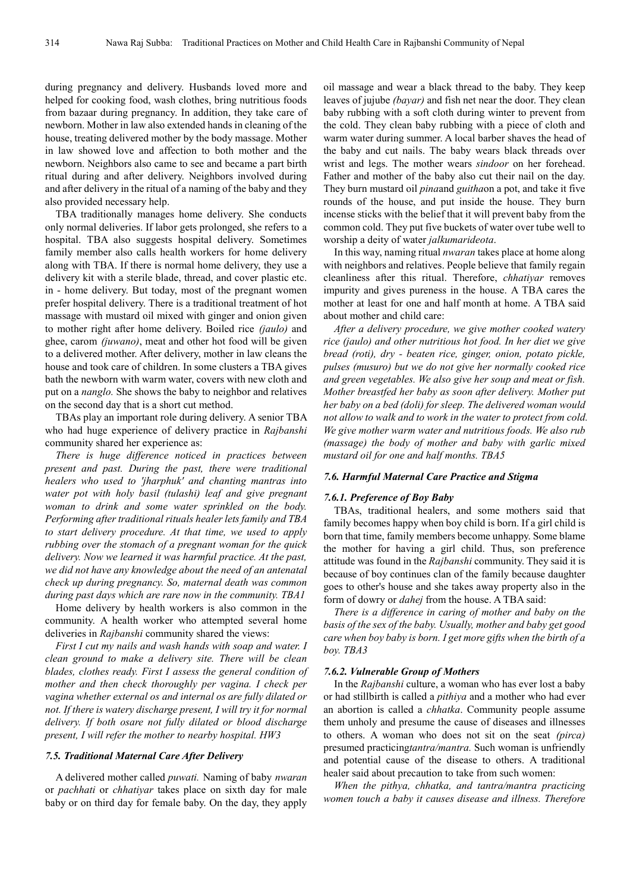during pregnancy and delivery. Husbands loved more and helped for cooking food, wash clothes, bring nutritious foods from bazaar during pregnancy. In addition, they take care of newborn. Mother in law also extended hands in cleaning of the house, treating delivered mother by the body massage. Mother in law showed love and affection to both mother and the newborn. Neighbors also came to see and became a part birth ritual during and after delivery. Neighbors involved during and after delivery in the ritual of a naming of the baby and they also provided necessary help.

TBA traditionally manages home delivery. She conducts only normal deliveries. If labor gets prolonged, she refers to a hospital. TBA also suggests hospital delivery. Sometimes family member also calls health workers for home delivery along with TBA. If there is normal home delivery, they use a delivery kit with a sterile blade, thread, and cover plastic etc. in - home delivery. But today, most of the pregnant women prefer hospital delivery. There is a traditional treatment of hot massage with mustard oil mixed with ginger and onion given to mother right after home delivery. Boiled rice *(jaulo)* and ghee, carom *(juwano)*, meat and other hot food will be given to a delivered mother. After delivery, mother in law cleans the house and took care of children. In some clusters a TBA gives bath the newborn with warm water, covers with new cloth and put on a *nanglo.* She shows the baby to neighbor and relatives on the second day that is a short cut method.

TBAs play an important role during delivery. A senior TBA who had huge experience of delivery practice in *Rajbanshi* community shared her experience as:

*There is huge difference noticed in practices between present and past. During the past, there were traditional healers who used to 'jharphuk' and chanting mantras into water pot with holy basil (tulashi) leaf and give pregnant woman to drink and some water sprinkled on the body. Performing after traditional rituals healer lets family and TBA to start delivery procedure. At that time, we used to apply rubbing over the stomach of a pregnant woman for the quick delivery. Now we learned it was harmful practice. At the past, we did not have any knowledge about the need of an antenatal check up during pregnancy. So, maternal death was common during past days which are rare now in the community. TBA1*

Home delivery by health workers is also common in the community. A health worker who attempted several home deliveries in *Rajbanshi* community shared the views:

*First I cut my nails and wash hands with soap and water. I clean ground to make a delivery site. There will be clean blades, clothes ready. First I assess the general condition of mother and then check thoroughly per vagina. I check per vagina whether external os and internal os are fully dilated or not. If there is watery discharge present, I will try it for normal delivery. If both osare not fully dilated or blood discharge present, I will refer the mother to nearby hospital. HW3*

### 7.5. Traditional Maternal Care After Delivery

A delivered mother called *puwati.* Naming of baby *nwaran* or *pachhati* or *chhatiyar* takes place on sixth day for male baby or on third day for female baby. On the day, they apply oil massage and wear a black thread to the baby. They keep leaves of jujube *(bayar)* and fish net near the door. They clean baby rubbing with a soft cloth during winter to prevent from the cold. They clean baby rubbing with a piece of cloth and warm water during summer. A local barber shaves the head of the baby and cut nails. The baby wears black threads over wrist and legs. The mother wears *sindoor* on her forehead. Father and mother of the baby also cut their nail on the day. They burn mustard oil *pina*and *guitha*on a pot, and take it five rounds of the house, and put inside the house. They burn incense sticks with the belief that it will prevent baby from the common cold. They put five buckets of water over tube well to worship a deity of water *jalkumarideota*.

In this way, naming ritual *nwaran* takes place at home along with neighbors and relatives. People believe that family regain cleanliness after this ritual. Therefore, *chhatiyar* removes impurity and gives pureness in the house. A TBA cares the mother at least for one and half month at home. A TBA said about mother and child care:

*After a delivery procedure, we give mother cooked watery rice (jaulo) and other nutritious hot food. In her diet we give bread (roti), dry - beaten rice, ginger, onion, potato pickle, pulses (musuro) but we do not give her normally cooked rice and green vegetables. We also give her soup and meat or fish. Mother breastfed her baby as soon after delivery. Mother put her baby on a bed (doli) for sleep. The delivered woman would not allow to walk and to work in the water to protect from cold. We give mother warm water and nutritious foods. We also rub (massage) the body of mother and baby with garlic mixed mustard oil for one and half months. TBA5*

### 7.6. Harmful Maternal Care Practice and Stigma

#### 7.6.1. Preference of Boy Baby

TBAs, traditional healers, and some mothers said that family becomes happy when boy child is born. If a girl child is born that time, family members become unhappy. Some blame the mother for having a girl child. Thus, son preference attitude was found in the *Rajbanshi* community. They said it is because of boy continues clan of the family because daughter goes to other's house and she takes away property also in the form of dowry or *dahej* from the house. A TBA said:

*There is a difference in caring of mother and baby on the basis of the sex of the baby. Usually, mother and baby get good care when boy baby is born. I get more gifts when the birth of a boy. TBA3*

#### 7.6.2. Vulnerable Group of Mothers

In the *Rajbanshi* culture, a woman who has ever lost a baby or had stillbirth is called a *pithiya* and a mother who had ever an abortion is called a *chhatka*. Community people assume them unholy and presume the cause of diseases and illnesses to others. A woman who does not sit on the seat *(pirca)* presumed practicing*tantra/mantra.* Such woman is unfriendly and potential cause of the disease to others. A traditional healer said about precaution to take from such women:

*When the pithya, chhatka, and tantra/mantra practicing women touch a baby it causes disease and illness. Therefore*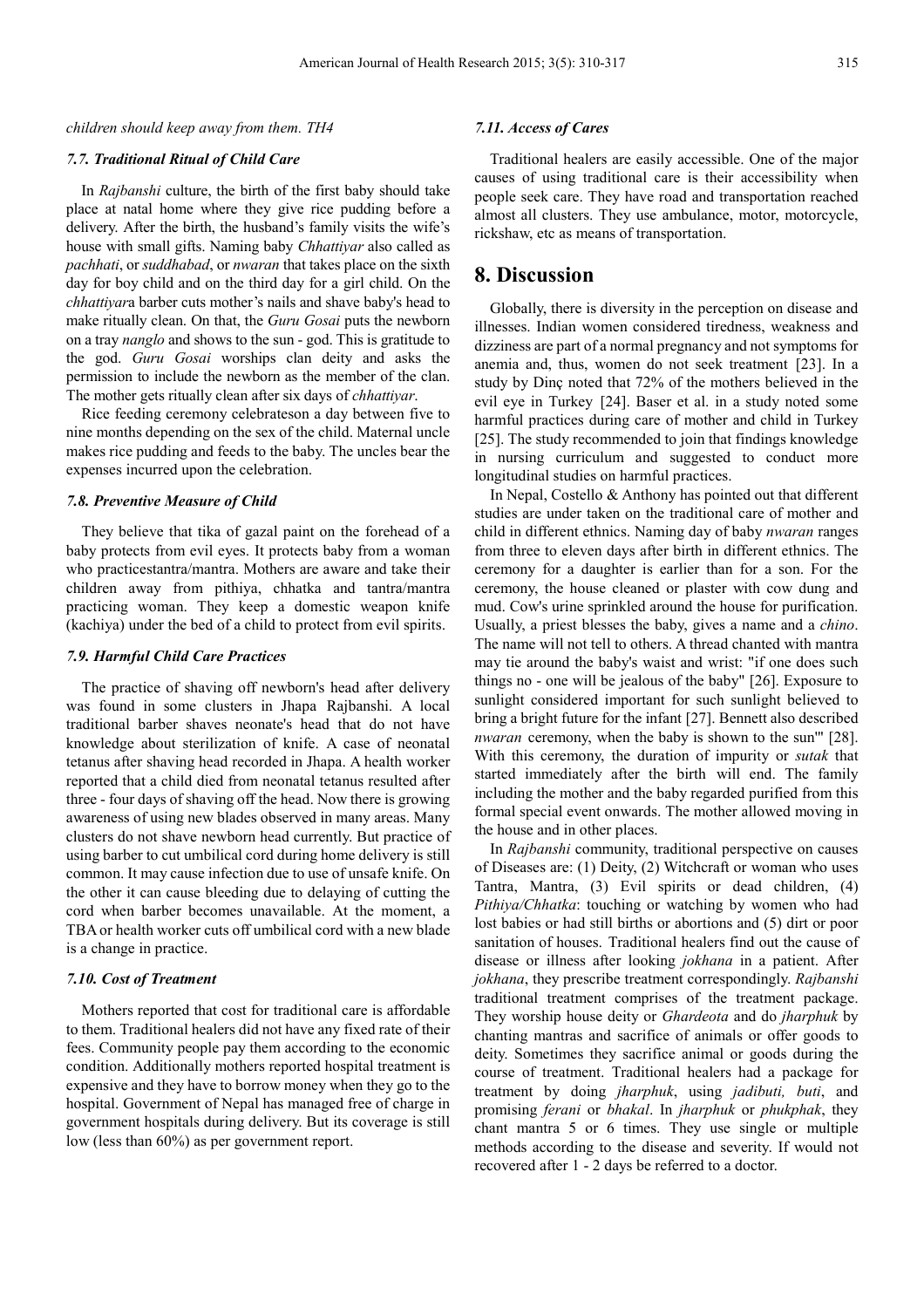*children should keep away from them. TH4*

### *7.7. Traditional Ritual of Child Care*

In *Rajbanshi* culture, the birth of the first baby should take place at natal home where they give rice pudding before a delivery. After the birth, the husband's family visits the wife's house with small gifts. Naming baby *Chhattiyar* also called as *pachhati*, or *suddhabad*, or *nwaran* that takes place on the sixth day for boy child and on the third day for a girl child. On the *chhattiyar*a barber cuts mother's nails and shave baby's head to make ritually clean. On that, the *Guru Gosai* puts the newborn on a tray *nanglo* and shows to the sun - god. This is gratitude to the god. *Guru Gosai* worships clan deity and asks the permission to include the newborn as the member of the clan. The mother gets ritually clean after six days of *chhattiyar*.

Rice feeding ceremony celebrateson a day between five to nine months depending on the sex of the child. Maternal uncle makes rice pudding and feeds to the baby. The uncles bear the expenses incurred upon the celebration.

### *7.8. Preventive Measure of Child*

They believe that tika of gazal paint on the forehead of a baby protects from evil eyes. It protects baby from a woman who practicestantra/mantra. Mothers are aware and take their children away from pithiya, chhatka and tantra/mantra practicing woman. They keep a domestic weapon knife (kachiya) under the bed of a child to protect from evil spirits.

### *7.9. Harmful Child Care Practices*

The practice of shaving off newborn's head after delivery was found in some clusters in Jhapa Rajbanshi. A local traditional barber shaves neonate's head that do not have knowledge about sterilization of knife. A case of neonatal tetanus after shaving head recorded in Jhapa. A health worker reported that a child died from neonatal tetanus resulted after three - four days of shaving off the head. Now there is growing awareness of using new blades observed in many areas. Many clusters do not shave newborn head currently. But practice of using barber to cut umbilical cord during home delivery is still common. It may cause infection due to use of unsafe knife. On the other it can cause bleeding due to delaying of cutting the cord when barber becomes unavailable. At the moment, a TBA or health worker cuts off umbilical cord with a new blade is a change in practice.

### *7.10. Cost of Treatment*

Mothers reported that cost for traditional care is affordable to them. Traditional healers did not have any fixed rate of their fees. Community people pay them according to the economic condition. Additionally mothers reported hospital treatment is expensive and they have to borrow money when they go to the hospital. Government of Nepal has managed free of charge in government hospitals during delivery. But its coverage is still low (less than 60%) as per government report.

### *7.11. Access of Cares*

Traditional healers are easily accessible. One of the major causes of using traditional care is their accessibility when people seek care. They have road and transportation reached almost all clusters. They use ambulance, motor, motorcycle, rickshaw, etc as means of transportation.

## 8. Discussion

Globally, there is diversity in the perception on disease and illnesses. Indian women considered tiredness, weakness and dizziness are part of a normal pregnancy and not symptoms for anemia and, thus, women do not seek treatment [23]. In a study by Dinç noted that 72% of the mothers believed in the evil eye in Turkey [24]. Baser et al. in a study noted some harmful practices during care of mother and child in Turkey [25]. The study recommended to join that findings knowledge in nursing curriculum and suggested to conduct more longitudinal studies on harmful practices.

In Nepal, Costello & Anthony has pointed out that different studies are under taken on the traditional care of mother and child in different ethnics. Naming day of baby *nwaran* ranges from three to eleven days after birth in different ethnics. The ceremony for a daughter is earlier than for a son. For the ceremony, the house cleaned or plaster with cow dung and mud. Cow's urine sprinkled around the house for purification. Usually, a priest blesses the baby, gives a name and a *chino*. The name will not tell to others. A thread chanted with mantra may tie around the baby's waist and wrist: "if one does such things no - one will be jealous of the baby" [26]. Exposure to sunlight considered important for such sunlight believed to bring a bright future for the infant [27]. Bennett also described *nwaran* ceremony, when the baby is shown to the sun'" [28]. With this ceremony, the duration of impurity or *sutak* that started immediately after the birth will end. The family including the mother and the baby regarded purified from this formal special event onwards. The mother allowed moving in the house and in other places.

In *Rajbanshi* community, traditional perspective on causes of Diseases are: (1) Deity, (2) Witchcraft or woman who uses Tantra, Mantra, (3) Evil spirits or dead children, (4) *Pithiya/Chhatka*: touching or watching by women who had lost babies or had still births or abortions and (5) dirt or poor sanitation of houses. Traditional healers find out the cause of disease or illness after looking *jokhana* in a patient. After *jokhana*, they prescribe treatment correspondingly. *Rajbanshi* traditional treatment comprises of the treatment package. They worship house deity or *Ghardeota* and do *jharphuk* by chanting mantras and sacrifice of animals or offer goods to deity. Sometimes they sacrifice animal or goods during the course of treatment. Traditional healers had a package for treatment by doing *jharphuk*, using *jadibuti, buti*, and promising *ferani* or *bhakal*. In *jharphuk* or *phukphak*, they chant mantra 5 or 6 times. They use single or multiple methods according to the disease and severity. If would not recovered after 1 - 2 days be referred to a doctor.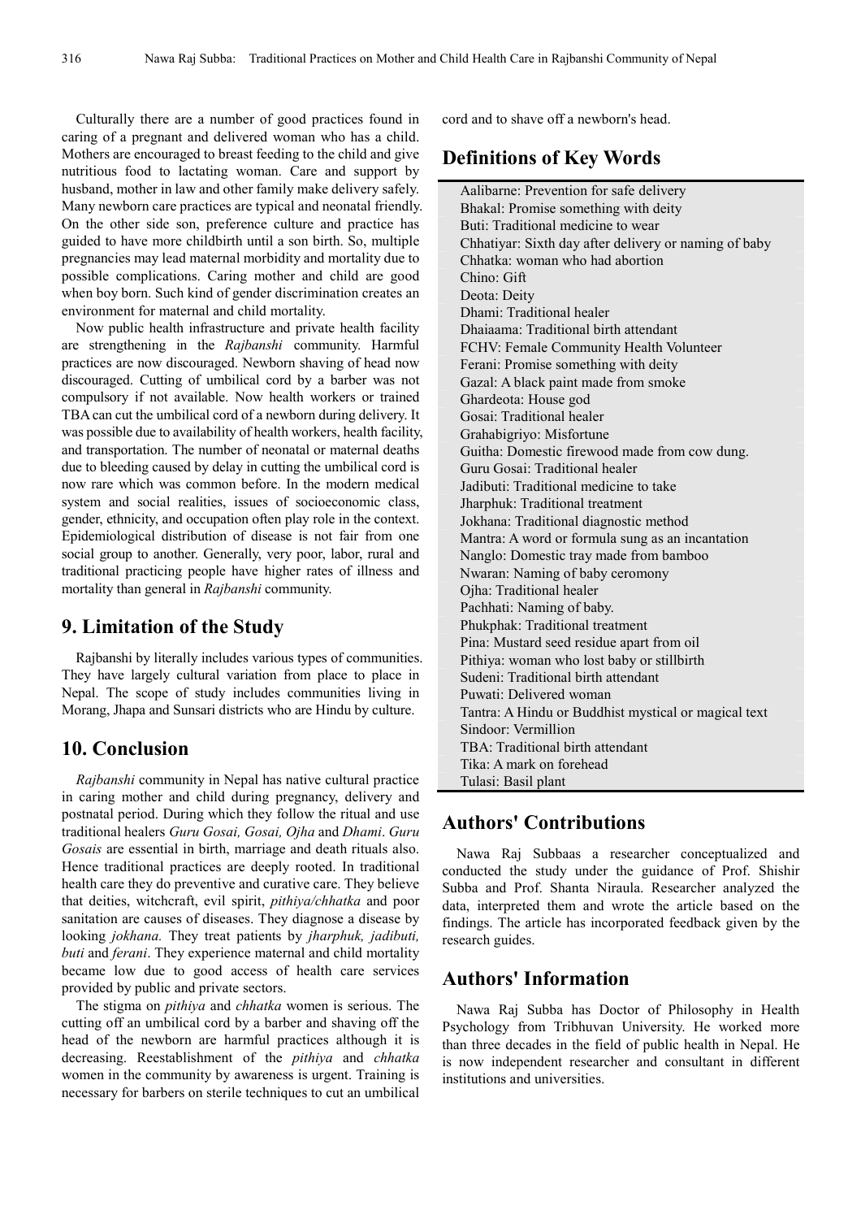Culturally there are a number of good practices found in caring of a pregnant and delivered woman who has a child. Mothers are encouraged to breast feeding to the child and give nutritious food to lactating woman. Care and support by husband, mother in law and other family make delivery safely. Many newborn care practices are typical and neonatal friendly. On the other side son, preference culture and practice has guided to have more childbirth until a son birth. So, multiple pregnancies may lead maternal morbidity and mortality due to possible complications. Caring mother and child are good when boy born. Such kind of gender discrimination creates an environment for maternal and child mortality.

Now public health infrastructure and private health facility are strengthening in the *Rajbanshi* community. Harmful practices are now discouraged. Newborn shaving of head now discouraged. Cutting of umbilical cord by a barber was not compulsory if not available. Now health workers or trained TBA can cut the umbilical cord of a newborn during delivery. It was possible due to availability of health workers, health facility, and transportation. The number of neonatal or maternal deaths due to bleeding caused by delay in cutting the umbilical cord is now rare which was common before. In the modern medical system and social realities, issues of socioeconomic class, gender, ethnicity, and occupation often play role in the context. Epidemiological distribution of disease is not fair from one social group to another. Generally, very poor, labor, rural and traditional practicing people have higher rates of illness and mortality than general in *Rajbanshi* community.

## 9. Limitation of the Study

Rajbanshi by literally includes various types of communities. They have largely cultural variation from place to place in Nepal. The scope of study includes communities living in Morang, Jhapa and Sunsari districts who are Hindu by culture.

## 10. Conclusion

*Rajbanshi* community in Nepal has native cultural practice in caring mother and child during pregnancy, delivery and postnatal period. During which they follow the ritual and use traditional healers *Guru Gosai, Gosai, Ojha* and *Dhami*. *Guru Gosais* are essential in birth, marriage and death rituals also. Hence traditional practices are deeply rooted. In traditional health care they do preventive and curative care. They believe that deities, witchcraft, evil spirit, *pithiya/chhatka* and poor sanitation are causes of diseases. They diagnose a disease by looking *jokhana.* They treat patients by *jharphuk, jadibuti, buti* and *ferani*. They experience maternal and child mortality became low due to good access of health care services provided by public and private sectors.

The stigma on *pithiya* and *chhatka* women is serious. The cutting off an umbilical cord by a barber and shaving off the head of the newborn are harmful practices although it is decreasing. Reestablishment of the *pithiya* and *chhatka* women in the community by awareness is urgent. Training is necessary for barbers on sterile techniques to cut an umbilical cord and to shave off a newborn's head.

## Definitions of Key Words

Aalibarne: Prevention for safe delivery
Bhakal: Promise something with deity
Buti: Traditional medicine to wear
Chhatiyar: Sixth day after delivery or naming of baby
Chhatka: woman who had abortion
Chino: Gift
Deota: Deity
Dhami: Traditional healer
Dhaiaama: Traditional birth attendant
FCHV: Female Community Health Volunteer
Ferani: Promise something with deity
Gazal: A black paint made from smoke
Ghardeota: House god
Gosai: Traditional healer
Grahabigriyo: Misfortune
Guitha: Domestic firewood made from cow dung.
Guru Gosai: Traditional healer
Jadibuti: Traditional medicine to take
Jharphuk: Traditional treatment
Jokhana: Traditional diagnostic method
Mantra: A word or formula sung as an incantation
Nanglo: Domestic tray made from bamboo
Nwaran: Naming of baby ceromony
Ojha: Traditional healer
Pachhati: Naming of baby.
Phukphak: Traditional treatment
Pina: Mustard seed residue apart from oil
Pithiya: woman who lost baby or stillbirth
Sudeni: Traditional birth attendant
Puwati: Delivered woman
Tantra: A Hindu or Buddhist mystical or magical text
Sindoor: Vermillion
TBA: Traditional birth attendant
Tika: A mark on forehead
Tulasi: Basil plant

## Authors' Contributions

Nawa Raj Subbaas a researcher conceptualized and conducted the study under the guidance of Prof. Shishir Subba and Prof. Shanta Niraula. Researcher analyzed the data, interpreted them and wrote the article based on the findings. The article has incorporated feedback given by the research guides.

## Authors' Information

Nawa Raj Subba has Doctor of Philosophy in Health Psychology from Tribhuvan University. He worked more than three decades in the field of public health in Nepal. He is now independent researcher and consultant in different institutions and universities.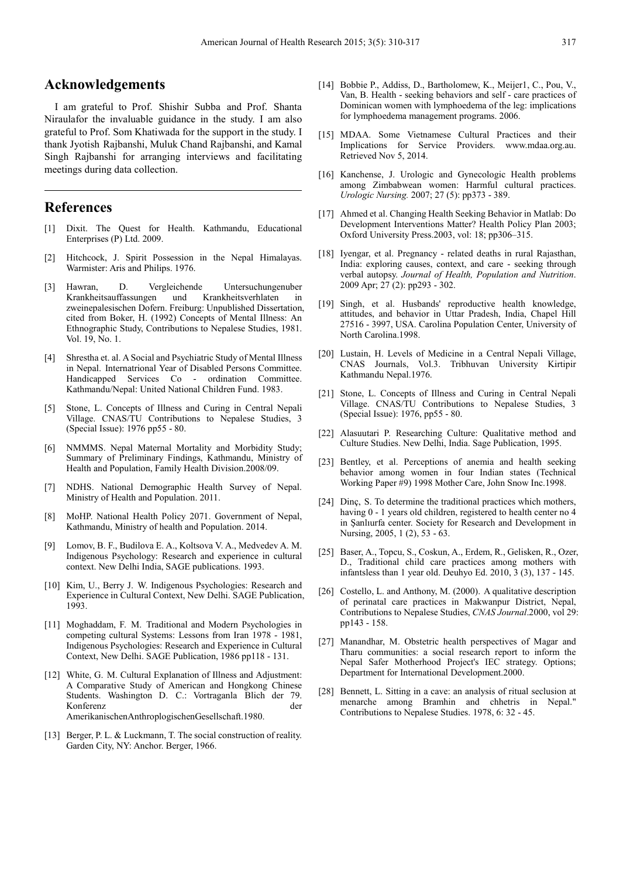## Acknowledgements

I am grateful to Prof. Shishir Subba and Prof. Shanta Niraulafor the invaluable guidance in the study. I am also grateful to Prof. Som Khatiwada for the support in the study. I thank Jyotish Rajbanshi, Muluk Chand Rajbanshi, and Kamal Singh Rajbanshi for arranging interviews and facilitating meetings during data collection.

## References

[1] Dixit. The Quest for Health. Kathmandu, Educational Enterprises (P) Ltd. 2009.

[2] Hitchcock, J. Spirit Possession in the Nepal Himalayas. Warmister: Aris and Philips. 1976.

[3] Hawran, D. Vergleichende Untersuchungenuber Krankheitsauffassungen und Krankheitsverhlaten in zweinepalesischen Dofern. Freiburg: Unpublished Dissertation, cited from Boker, H. (1992) Concepts of Mental Illness: An Ethnographic Study, Contributions to Nepalese Studies, 1981. Vol. 19, No. 1.

[4] Shrestha et. al. A Social and Psychiatric Study of Mental Illness in Nepal. Internatrional Year of Disabled Persons Committee. Handicapped Services Co - ordination Committee. Kathmandu/Nepal: United National Children Fund. 1983.

[5] Stone, L. Concepts of Illness and Curing in Central Nepali Village. CNAS/TU Contributions to Nepalese Studies, 3 (Special Issue): 1976 pp55 - 80.

[6] NMMMS. Nepal Maternal Mortality and Morbidity Study; Summary of Preliminary Findings, Kathmandu, Ministry of Health and Population, Family Health Division.2008/09.

[7] NDHS. National Demographic Health Survey of Nepal. Ministry of Health and Population. 2011.

[8] MoHP. National Health Policy 2071. Government of Nepal, Kathmandu, Ministry of health and Population. 2014.

[9] Lomov, B. F., Budilova E. A., Koltsova V. A., Medvedev A. M. Indigenous Psychology: Research and experience in cultural context. New Delhi India, SAGE publications. 1993.

[10] Kim, U., Berry J. W. Indigenous Psychologies: Research and Experience in Cultural Context, New Delhi. SAGE Publication, 1993.

[11] Moghaddam, F. M. Traditional and Modern Psychologies in competing cultural Systems: Lessons from Iran 1978 - 1981, Indigenous Psychologies: Research and Experience in Cultural Context, New Delhi. SAGE Publication, 1986 pp118 - 131.

[12] White, G. M. Cultural Explanation of Illness and Adjustment: A Comparative Study of American and Hongkong Chinese Students. Washington D. C.: Vortraganla Blich der 79. Konferenz der AmerikanischenAnthroplogischenGesellschaft.1980.

[13] Berger, P. L. & Luckmann, T. The social construction of reality. Garden City, NY: Anchor. Berger, 1966.

[14] Bobbie P., Addiss, D., Bartholomew, K., Meijer1, C., Pou, V., Van, B. Health - seeking behaviors and self - care practices of Dominican women with lymphoedema of the leg: implications for lymphoedema management programs. 2006.

[15] MDAA. Some Vietnamese Cultural Practices and their Implications for Service Providers. www.mdaa.org.au. Retrieved Nov 5, 2014.

[16] Kanchense, J. Urologic and Gynecologic Health problems among Zimbabwean women: Harmful cultural practices. *Urologic Nursing.* 2007; 27 (5): pp373 - 389.

[17] Ahmed et al. Changing Health Seeking Behavior in Matlab: Do Development Interventions Matter? Health Policy Plan 2003; Oxford University Press.2003, vol: 18; pp306–315.

[18] Iyengar, et al. Pregnancy - related deaths in rural Rajasthan, India: exploring causes, context, and care - seeking through verbal autopsy. *Journal of Health, Population and Nutrition*. 2009 Apr; 27 (2): pp293 - 302.

[19] Singh, et al. Husbands' reproductive health knowledge, attitudes, and behavior in Uttar Pradesh, India, Chapel Hill 27516 - 3997, USA. Carolina Population Center, University of North Carolina.1998.

[20] Lustain, H. Levels of Medicine in a Central Nepali Village, CNAS Journals, Vol.3. Tribhuvan University Kirtipir Kathmandu Nepal.1976.

[21] Stone, L. Concepts of Illness and Curing in Central Nepali Village. CNAS/TU Contributions to Nepalese Studies, 3 (Special Issue): 1976, pp55 - 80.

[22] Alasuutari P. Researching Culture: Qualitative method and Culture Studies. New Delhi, India. Sage Publication, 1995.

[23] Bentley, et al. Perceptions of anemia and health seeking behavior among women in four Indian states (Technical Working Paper #9) 1998 Mother Care, John Snow Inc.1998.

[24] Dinç, S. To determine the traditional practices which mothers, having 0 - 1 years old children, registered to health center no 4 in Şanlıurfa center. Society for Research and Development in Nursing, 2005, 1 (2), 53 - 63.

[25] Baser, A., Topcu, S., Coskun, A., Erdem, R., Gelisken, R., Ozer, D., Traditional child care practices among mothers with infantsless than 1 year old. Deuhyo Ed. 2010, 3 (3), 137 - 145.

[26] Costello, L. and Anthony, M. (2000). A qualitative description of perinatal care practices in Makwanpur District, Nepal, Contributions to Nepalese Studies, *CNAS Journal*.2000, vol 29: pp143 - 158.

[27] Manandhar, M. Obstetric health perspectives of Magar and Tharu communities: a social research report to inform the Nepal Safer Motherhood Project's IEC strategy. Options; Department for International Development.2000.

[28] Bennett, L. Sitting in a cave: an analysis of ritual seclusion at menarche among Bramhin and chhetris in Nepal." Contributions to Nepalese Studies. 1978, 6: 32 - 45.